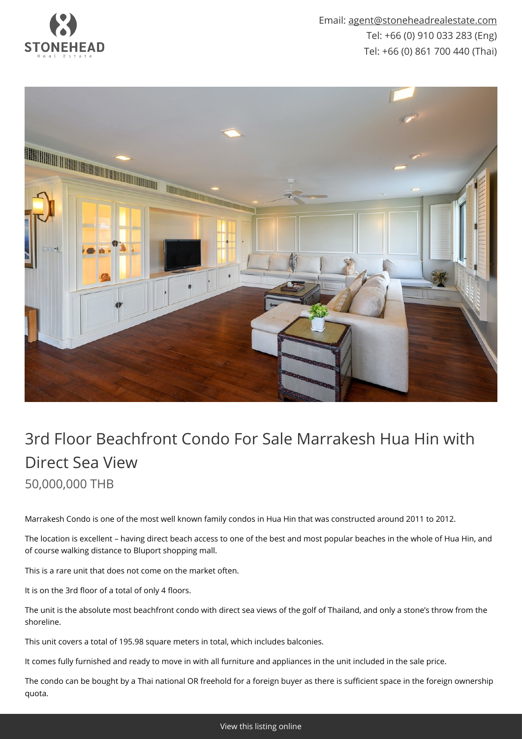Email: agent@stoneheadrealestate.com
Tel: +66 (0) 910 033 283 (Eng)
Tel: +66 (0) 861 700 440 (Thai)

# 3rd Floor Beachfront Condo For Sale Marrakesh Hua Hin with Direct Sea View

## 50,000,000 THB

Marrakesh Condo is one of the most well known family condos in Hua Hin that was constructed around 2011 to 2012.

The location is excellent – having direct beach access to one of the best and most popular beaches in the whole of Hua Hin, and of course walking distance to Bluport shopping mall.

This is a rare unit that does not come on the market often.

It is on the 3rd floor of a total of only 4 floors.

The unit is the absolute most beachfront condo with direct sea views of the golf of Thailand, and only a stone's throw from the shoreline.

This unit covers a total of 195.98 square meters in total, which includes balconies.

It comes fully furnished and ready to move in with all furniture and appliances in the unit included in the sale price.

The condo can be bought by a Thai national OR freehold for a foreign buyer as there is sufficient space in the foreign ownership quota.

View this listing online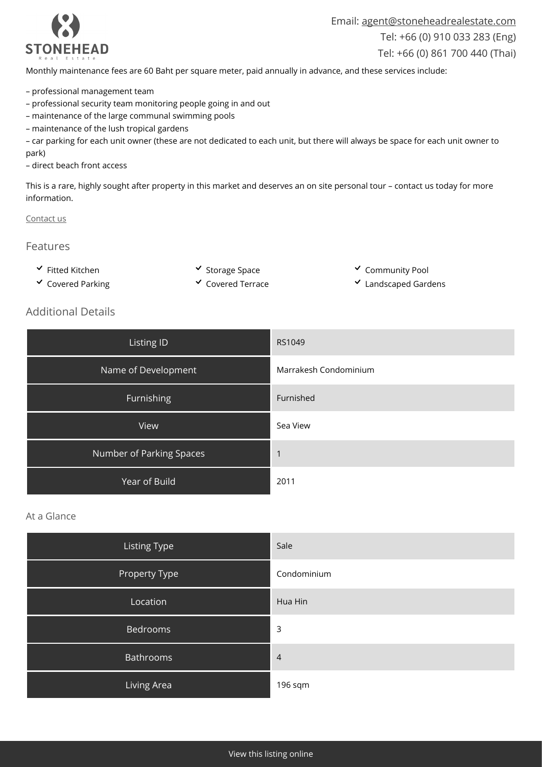Monthly maintenance fees are 60 Baht per square meter, paid annually in advance, and these services include:

– professional management team
– professional security team monitoring people going in and out
– maintenance of the large communal swimming pools
– maintenance of the lush tropical gardens
– car parking for each unit owner (these are not dedicated to each unit, but there will always be space for each unit owner to park)
– direct beach front access

This is a rare, highly sought after property in this market and deserves an on site personal tour – contact us today for more information.

Contact us

## Features

- Fitted Kitchen
- Storage Space
- Community Pool
- Covered Parking
- Covered Terrace
- Landscaped Gardens

## Additional Details

| | |
|---|---|
| Listing ID | RS1049 |
| Name of Development | Marrakesh Condominium |
| Furnishing | Furnished |
| View | Sea View |
| Number of Parking Spaces | 1 |
| Year of Build | 2011 |

### At a Glance

| | |
|---|---|
| Listing Type | Sale |
| Property Type | Condominium |
| Location | Hua Hin |
| Bedrooms | 3 |
| Bathrooms | 4 |
| Living Area | 196 sqm |

View this listing online